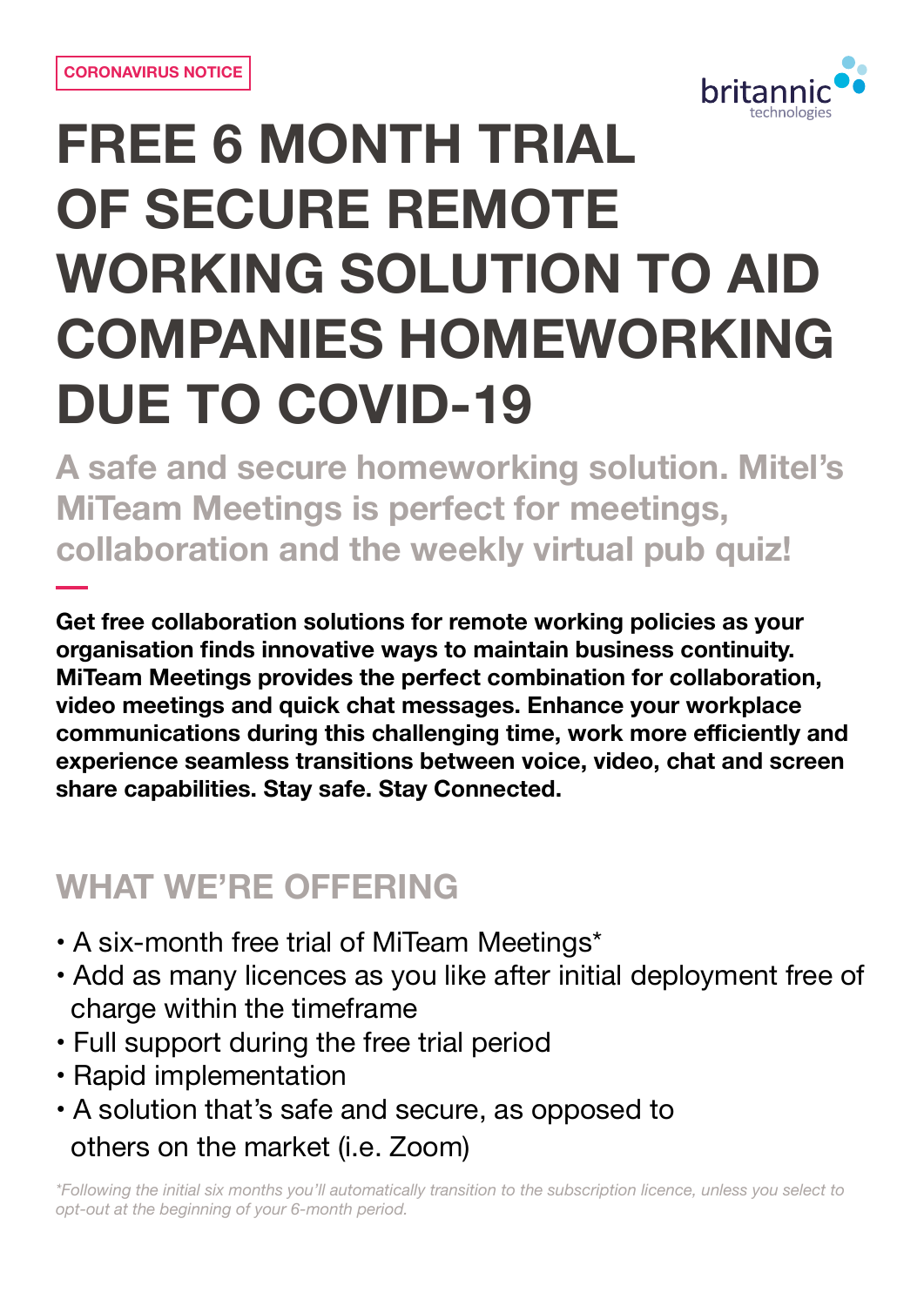CORONAVIRUS NOTICE

britannic technologies

# FREE 6 MONTH TRIAL OF SECURE REMOTE WORKING SOLUTION TO AID COMPANIES HOMEWORKING DUE TO COVID-19

## A safe and secure homeworking solution. Mitel's MiTeam Meetings is perfect for meetings, collaboration and the weekly virtual pub quiz!

**Get free collaboration solutions for remote working policies as your organisation finds innovative ways to maintain business continuity. MiTeam Meetings provides the perfect combination for collaboration, video meetings and quick chat messages. Enhance your workplace communications during this challenging time, work more efficiently and experience seamless transitions between voice, video, chat and screen share capabilities. Stay safe. Stay Connected.**

## WHAT WE'RE OFFERING

- A six-month free trial of MiTeam Meetings*
- Add as many licences as you like after initial deployment free of charge within the timeframe
- Full support during the free trial period
- Rapid implementation
- A solution that's safe and secure, as opposed to others on the market (i.e. Zoom)

*\*Following the initial six months you'll automatically transition to the subscription licence, unless you select to opt-out at the beginning of your 6-month period.*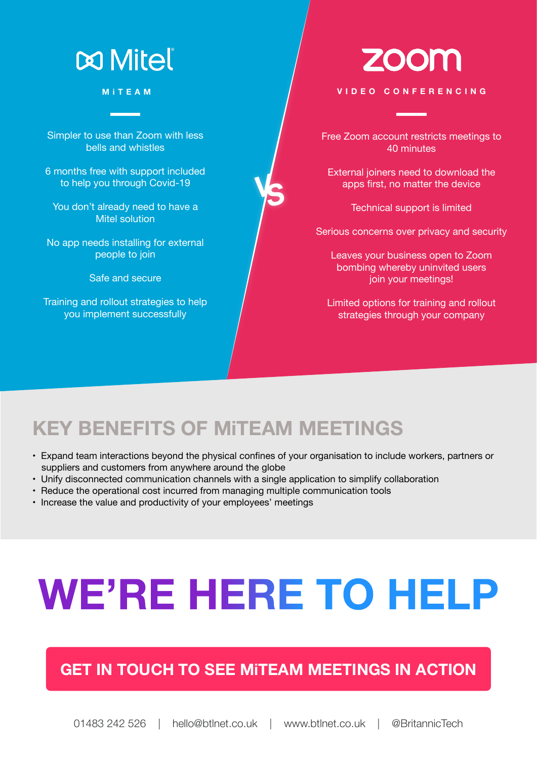## Mitel

**MiTEAM**

Simpler to use than Zoom with less bells and whistles

6 months free with support included to help you through Covid-19

You don't already need to have a Mitel solution

No app needs installing for external people to join

Safe and secure

Training and rollout strategies to help you implement successfully

**VS**

## zoom

**VIDEO CONFERENCING**

Free Zoom account restricts meetings to 40 minutes

External joiners need to download the apps first, no matter the device

Technical support is limited

Serious concerns over privacy and security

Leaves your business open to Zoom bombing whereby uninvited users join your meetings!

Limited options for training and rollout strategies through your company

## KEY BENEFITS OF MiTEAM MEETINGS

- Expand team interactions beyond the physical confines of your organisation to include workers, partners or suppliers and customers from anywhere around the globe
- Unify disconnected communication channels with a single application to simplify collaboration
- Reduce the operational cost incurred from managing multiple communication tools
- Increase the value and productivity of your employees' meetings

# WE'RE HERE TO HELP

**GET IN TOUCH TO SEE MiTEAM MEETINGS IN ACTION**

01483 242 526 | hello@btlnet.co.uk | www.btlnet.co.uk | @BritannicTech